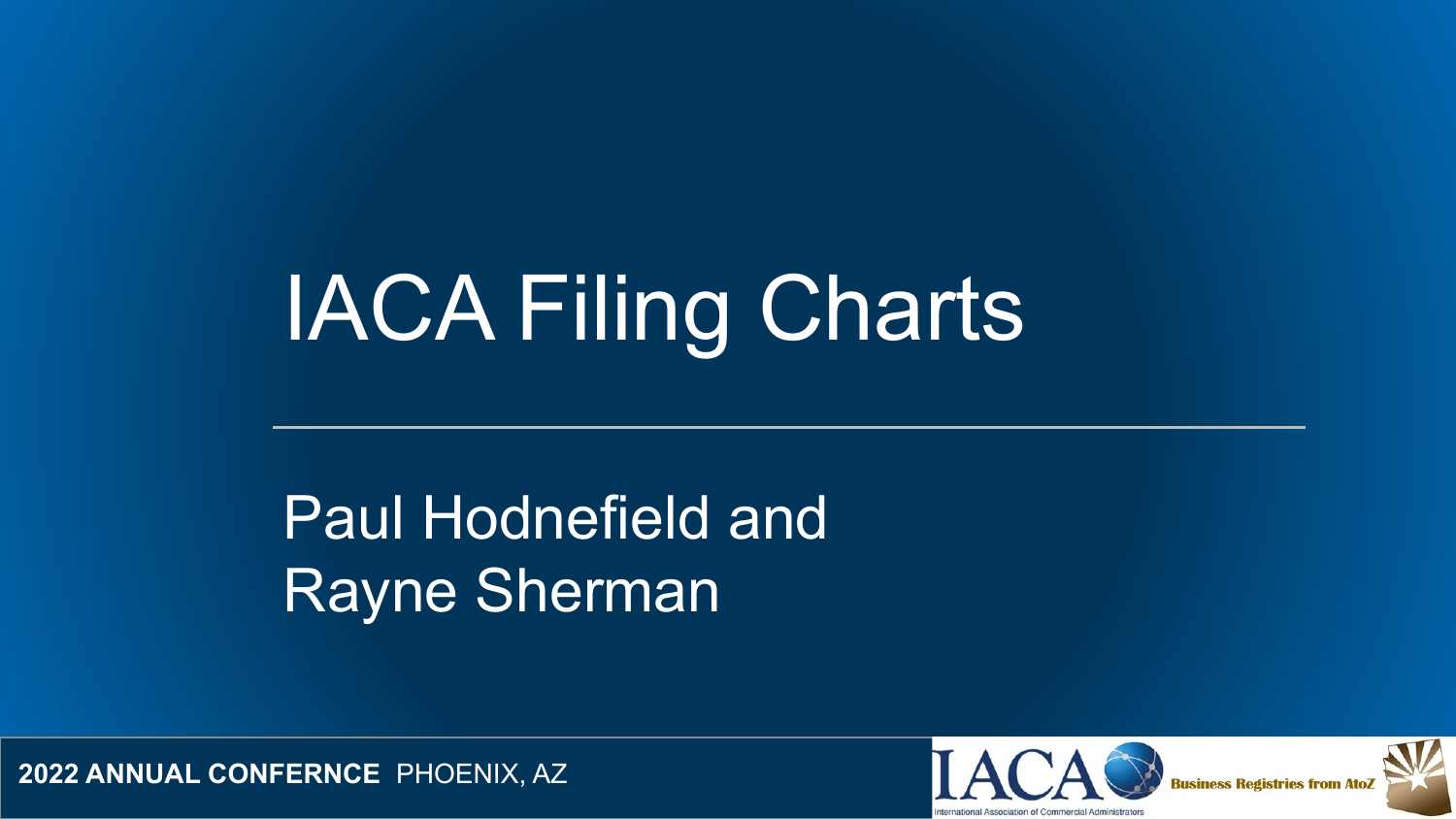# IACA Filing Charts

Paul Hodnefield and
Rayne Sherman

**2022 ANNUAL CONFERNCE** PHOENIX, AZ

IACA International Association of Commercial Administrators

Business Registries from AtoZ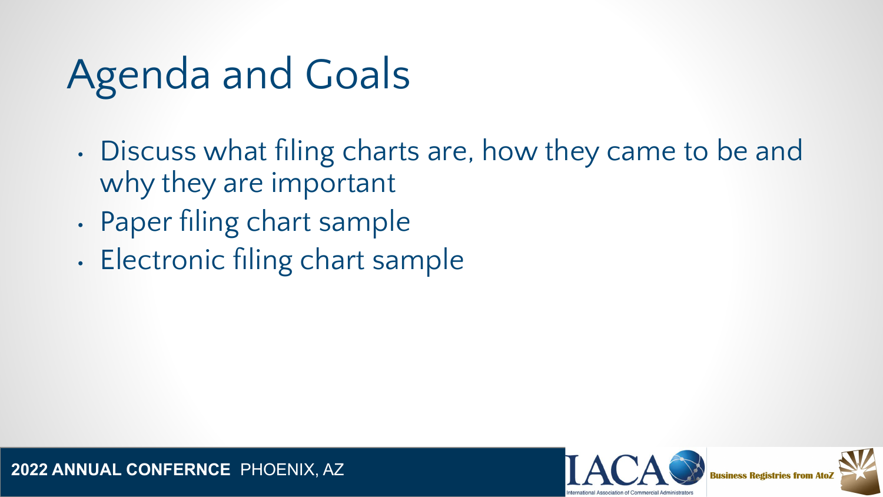# Agenda and Goals

- Discuss what filing charts are, how they came to be and why they are important
- Paper filing chart sample
- Electronic filing chart sample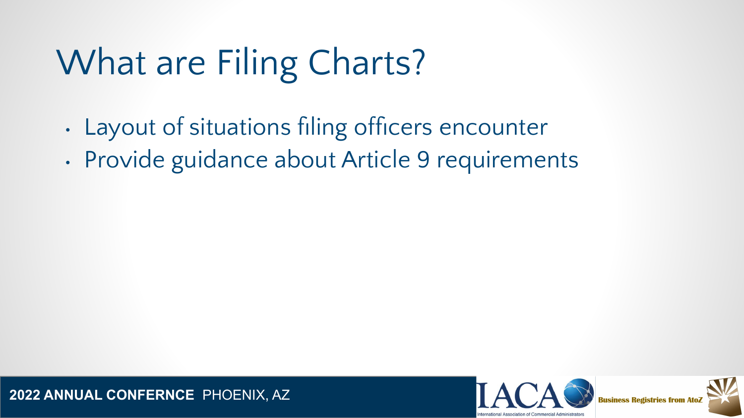# What are Filing Charts?

- Layout of situations filing officers encounter
- Provide guidance about Article 9 requirements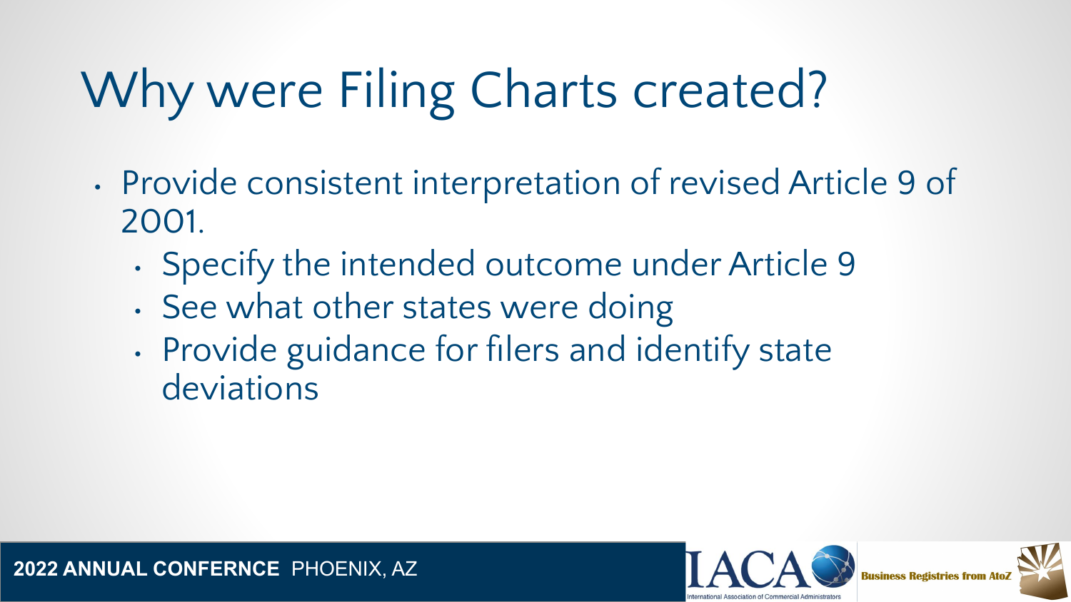# Why were Filing Charts created?

- Provide consistent interpretation of revised Article 9 of 2001.
  - Specify the intended outcome under Article 9
  - See what other states were doing
  - Provide guidance for filers and identify state deviations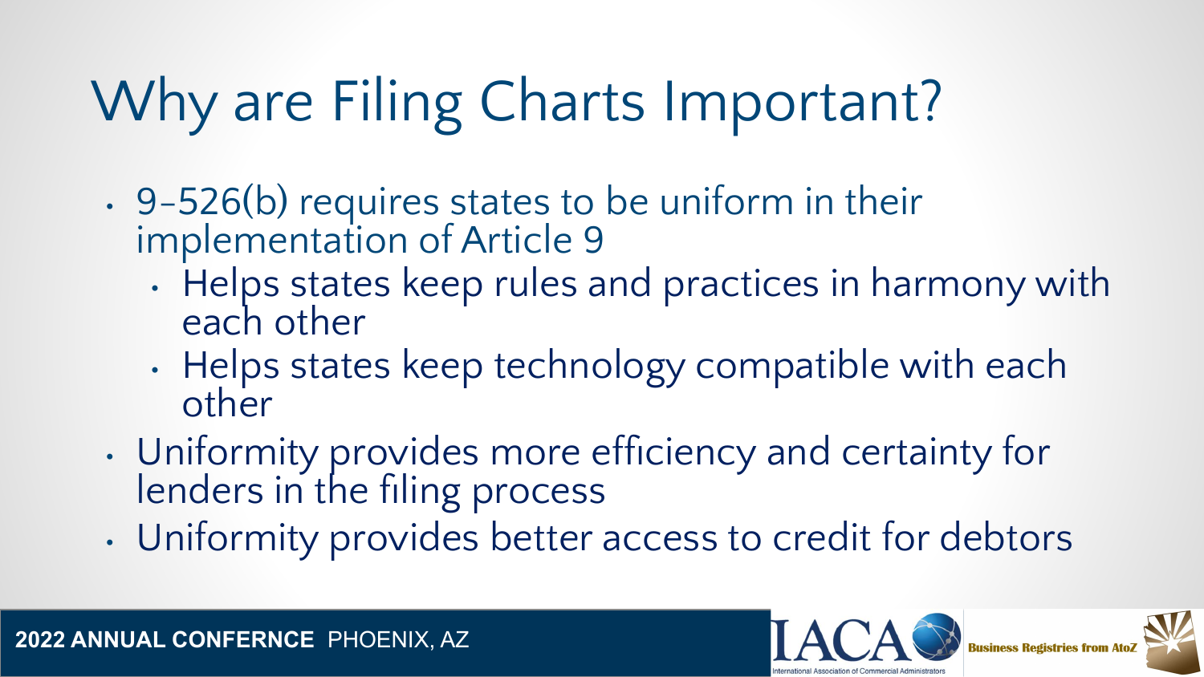# Why are Filing Charts Important?

- 9-526(b) requires states to be uniform in their implementation of Article 9
  - Helps states keep rules and practices in harmony with each other
  - Helps states keep technology compatible with each other
- Uniformity provides more efficiency and certainty for lenders in the filing process
- Uniformity provides better access to credit for debtors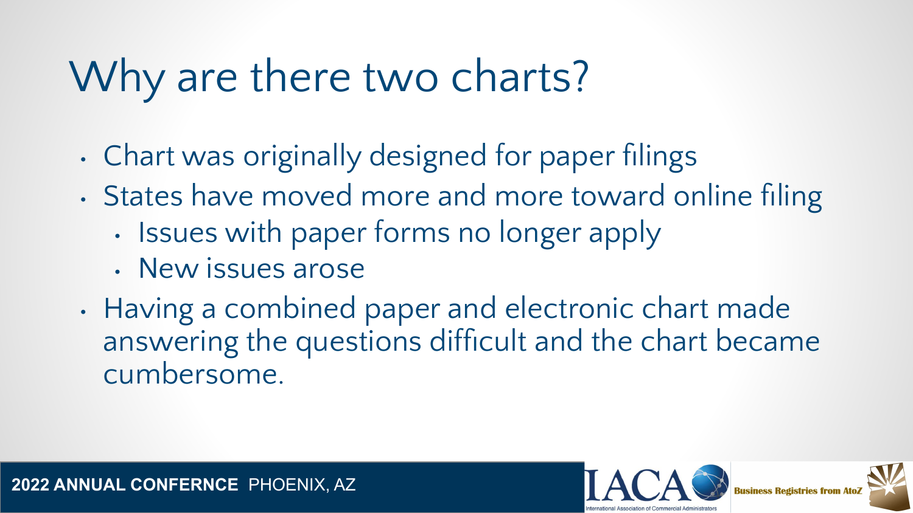# Why are there two charts?

- Chart was originally designed for paper filings
- States have moved more and more toward online filing
  - Issues with paper forms no longer apply
  - New issues arose
- Having a combined paper and electronic chart made answering the questions difficult and the chart became cumbersome.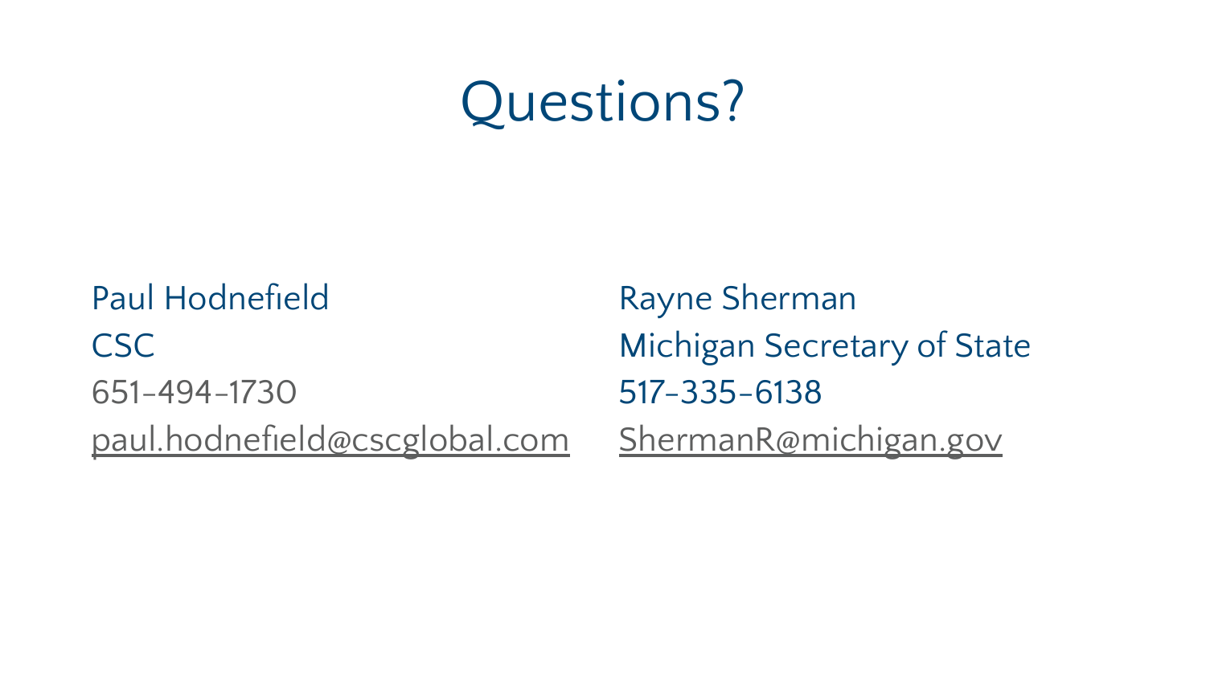# Questions?

Paul Hodnefield
CSC
651-494-1730
paul.hodnefield@cscglobal.com

Rayne Sherman
Michigan Secretary of State
517-335-6138
ShermanR@michigan.gov